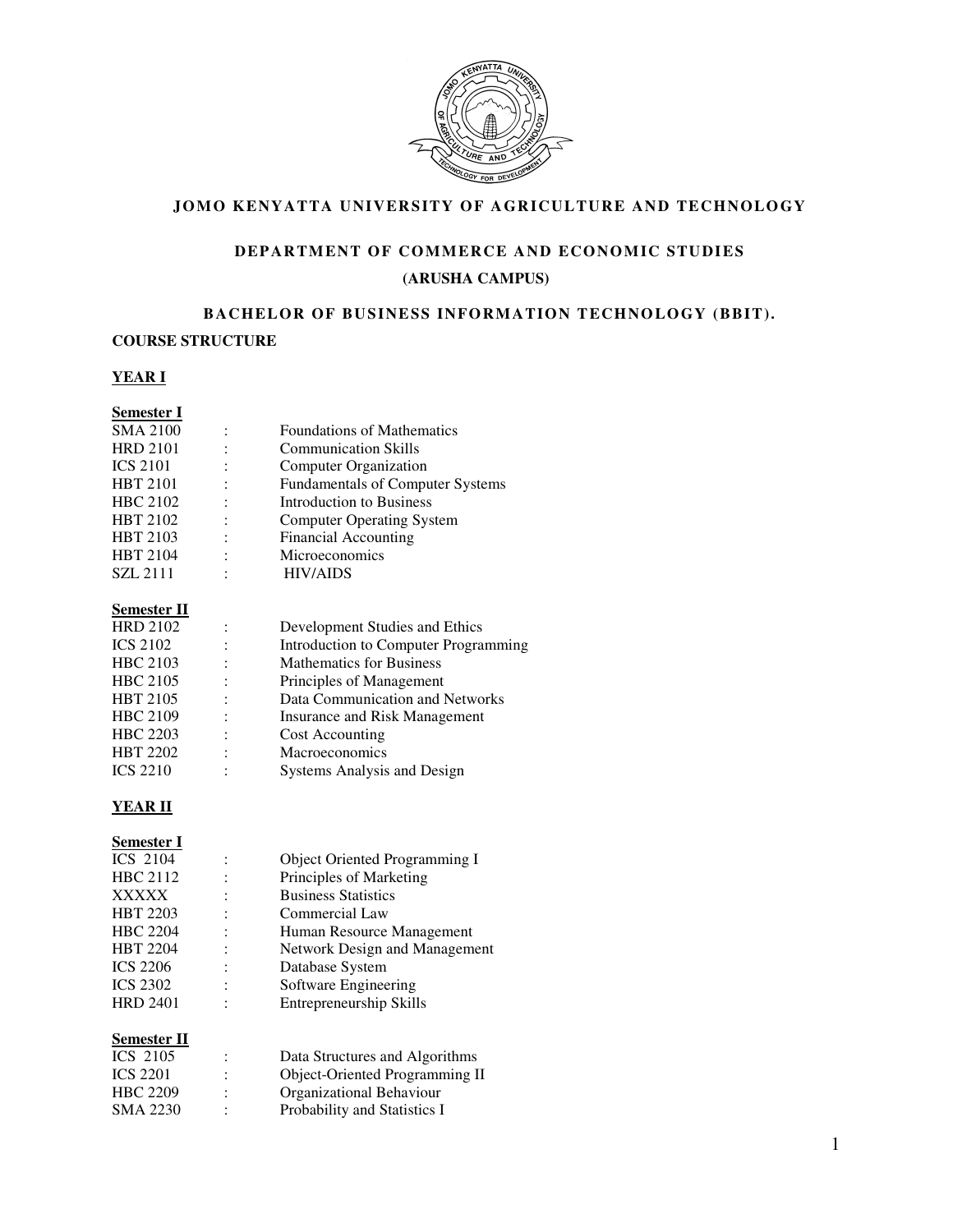# JOMO KENYATTA UNIVERSITY OF AGRICULTURE AND TECHNOLOGY

## DEPARTMENT OF COMMERCE AND ECONOMIC STUDIES

## (ARUSHA CAMPUS)

## BACHELOR OF BUSINESS INFORMATION TECHNOLOGY (BBIT).

**COURSE STRUCTURE**

### YEAR I

**Semester I**

| | | |
|---|---|---|
| SMA 2100 | : | Foundations of Mathematics |
| HRD 2101 | : | Communication Skills |
| ICS 2101 | : | Computer Organization |
| HBT 2101 | : | Fundamentals of Computer Systems |
| HBC 2102 | : | Introduction to Business |
| HBT 2102 | : | Computer Operating System |
| HBT 2103 | : | Financial Accounting |
| HBT 2104 | : | Microeconomics |
| SZL 2111 | : | HIV/AIDS |

**Semester II**

| | | |
|---|---|---|
| HRD 2102 | : | Development Studies and Ethics |
| ICS 2102 | : | Introduction to Computer Programming |
| HBC 2103 | : | Mathematics for Business |
| HBC 2105 | : | Principles of Management |
| HBT 2105 | : | Data Communication and Networks |
| HBC 2109 | : | Insurance and Risk Management |
| HBC 2203 | : | Cost Accounting |
| HBT 2202 | : | Macroeconomics |
| ICS 2210 | : | Systems Analysis and Design |

### YEAR II

**Semester I**

| | | |
|---|---|---|
| ICS 2104 | : | Object Oriented Programming I |
| HBC 2112 | : | Principles of Marketing |
| XXXXX | : | Business Statistics |
| HBT 2203 | : | Commercial Law |
| HBC 2204 | : | Human Resource Management |
| HBT 2204 | : | Network Design and Management |
| ICS 2206 | : | Database System |
| ICS 2302 | : | Software Engineering |
| HRD 2401 | : | Entrepreneurship Skills |

**Semester II**

| | | |
|---|---|---|
| ICS 2105 | : | Data Structures and Algorithms |
| ICS 2201 | : | Object-Oriented Programming II |
| HBC 2209 | : | Organizational Behaviour |
| SMA 2230 | : | Probability and Statistics I |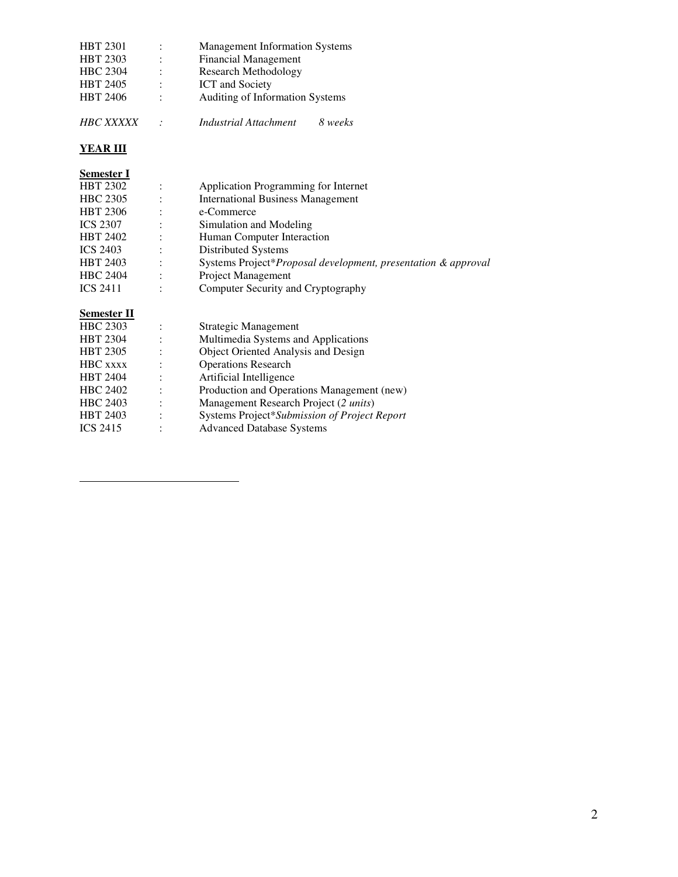HBT 2301 : Management Information Systems
HBT 2303 : Financial Management
HBC 2304 : Research Methodology
HBT 2405 : ICT and Society
HBT 2406 : Auditing of Information Systems

*HBC XXXXX : Industrial Attachment 8 weeks*

## YEAR III

### Semester I

HBT 2302 : Application Programming for Internet
HBC 2305 : International Business Management
HBT 2306 : e-Commerce
ICS 2307 : Simulation and Modeling
HBT 2402 : Human Computer Interaction
ICS 2403 : Distributed Systems
HBT 2403 : Systems Project**Proposal development, presentation & approval*
HBC 2404 : Project Management
ICS 2411 : Computer Security and Cryptography

### Semester II

HBC 2303 : Strategic Management
HBT 2304 : Multimedia Systems and Applications
HBT 2305 : Object Oriented Analysis and Design
HBC xxxx : Operations Research
HBT 2404 : Artificial Intelligence
HBC 2402 : Production and Operations Management (new)
HBC 2403 : Management Research Project (*2 units*)
HBT 2403 : Systems Project**Submission of Project Report*
ICS 2415 : Advanced Database Systems